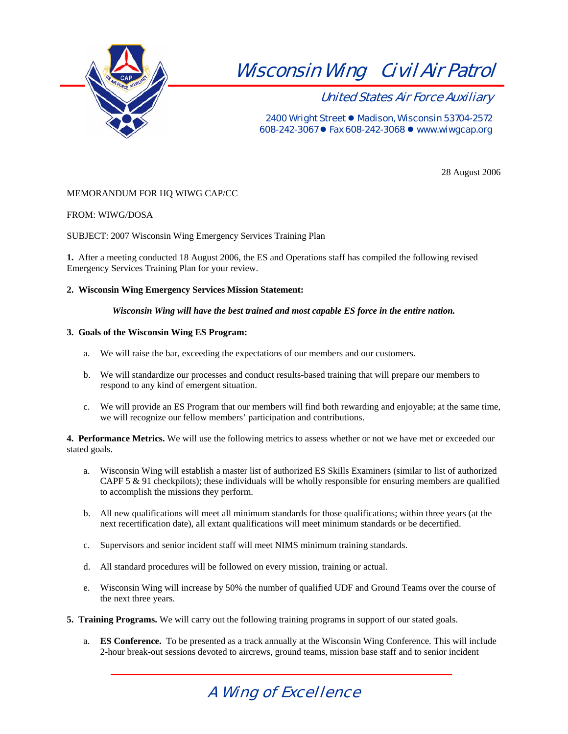# Wisconsin Wing Civil Air Patrol

## United States Air Force Auxiliary

2400 Wright Street ● Madison, Wisconsin 53704-2572
608-242-3067● Fax 608-242-3068 ● www.wiwgcap.org

28 August 2006

MEMORANDUM FOR HQ WIWG CAP/CC

FROM: WIWG/DOSA

SUBJECT: 2007 Wisconsin Wing Emergency Services Training Plan

**1.** After a meeting conducted 18 August 2006, the ES and Operations staff has compiled the following revised Emergency Services Training Plan for your review.

**2. Wisconsin Wing Emergency Services Mission Statement:**

***Wisconsin Wing will have the best trained and most capable ES force in the entire nation.***

**3. Goals of the Wisconsin Wing ES Program:**

a. We will raise the bar, exceeding the expectations of our members and our customers.

b. We will standardize our processes and conduct results-based training that will prepare our members to respond to any kind of emergent situation.

c. We will provide an ES Program that our members will find both rewarding and enjoyable; at the same time, we will recognize our fellow members' participation and contributions.

**4. Performance Metrics.** We will use the following metrics to assess whether or not we have met or exceeded our stated goals.

a. Wisconsin Wing will establish a master list of authorized ES Skills Examiners (similar to list of authorized CAPF 5 & 91 checkpilots); these individuals will be wholly responsible for ensuring members are qualified to accomplish the missions they perform.

b. All new qualifications will meet all minimum standards for those qualifications; within three years (at the next recertification date), all extant qualifications will meet minimum standards or be decertified.

c. Supervisors and senior incident staff will meet NIMS minimum training standards.

d. All standard procedures will be followed on every mission, training or actual.

e. Wisconsin Wing will increase by 50% the number of qualified UDF and Ground Teams over the course of the next three years.

**5. Training Programs.** We will carry out the following training programs in support of our stated goals.

a. **ES Conference.** To be presented as a track annually at the Wisconsin Wing Conference. This will include 2-hour break-out sessions devoted to aircrews, ground teams, mission base staff and to senior incident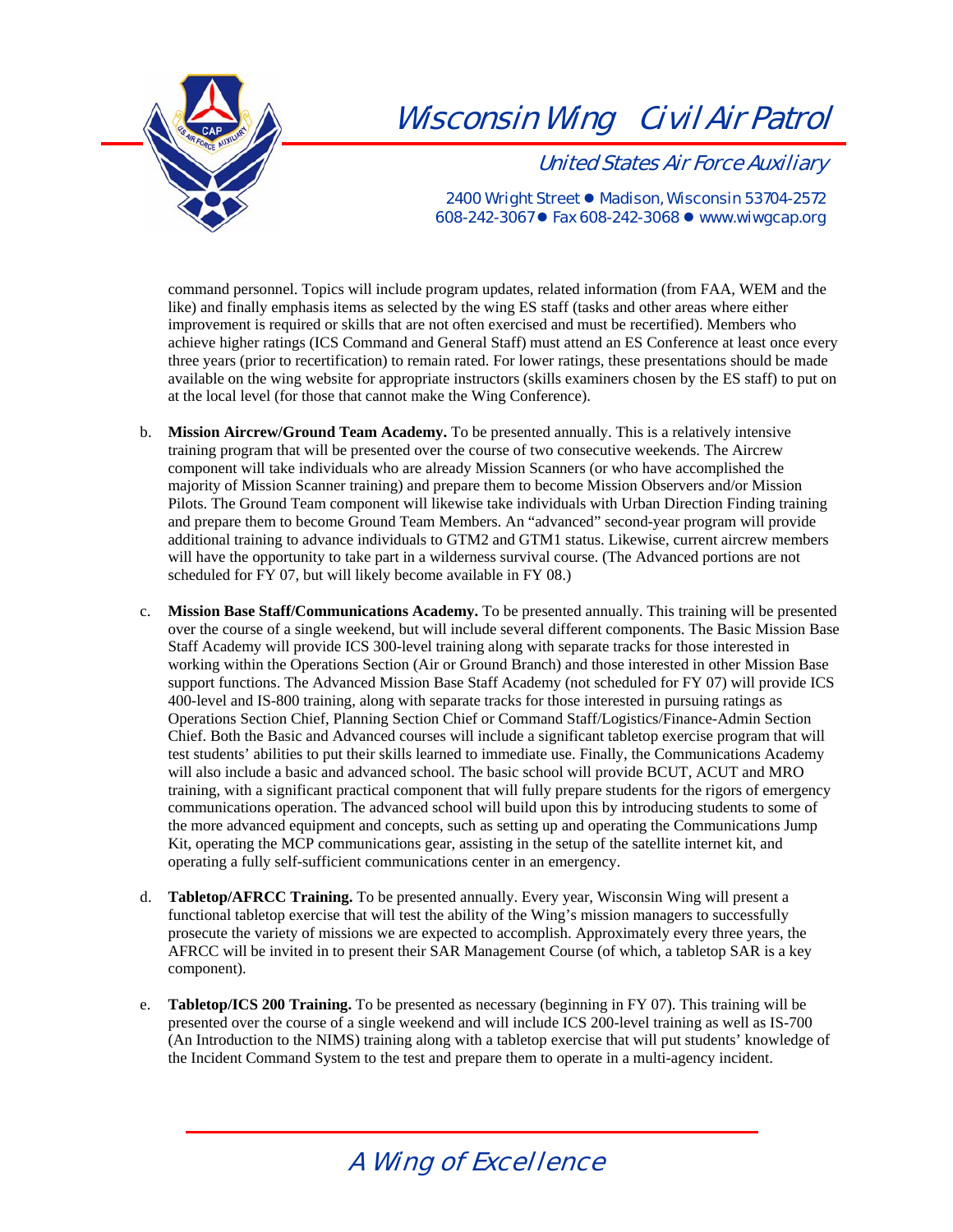command personnel. Topics will include program updates, related information (from FAA, WEM and the like) and finally emphasis items as selected by the wing ES staff (tasks and other areas where either improvement is required or skills that are not often exercised and must be recertified). Members who achieve higher ratings (ICS Command and General Staff) must attend an ES Conference at least once every three years (prior to recertification) to remain rated. For lower ratings, these presentations should be made available on the wing website for appropriate instructors (skills examiners chosen by the ES staff) to put on at the local level (for those that cannot make the Wing Conference).

b. **Mission Aircrew/Ground Team Academy.** To be presented annually. This is a relatively intensive training program that will be presented over the course of two consecutive weekends. The Aircrew component will take individuals who are already Mission Scanners (or who have accomplished the majority of Mission Scanner training) and prepare them to become Mission Observers and/or Mission Pilots. The Ground Team component will likewise take individuals with Urban Direction Finding training and prepare them to become Ground Team Members. An "advanced" second-year program will provide additional training to advance individuals to GTM2 and GTM1 status. Likewise, current aircrew members will have the opportunity to take part in a wilderness survival course. (The Advanced portions are not scheduled for FY 07, but will likely become available in FY 08.)

c. **Mission Base Staff/Communications Academy.** To be presented annually. This training will be presented over the course of a single weekend, but will include several different components. The Basic Mission Base Staff Academy will provide ICS 300-level training along with separate tracks for those interested in working within the Operations Section (Air or Ground Branch) and those interested in other Mission Base support functions. The Advanced Mission Base Staff Academy (not scheduled for FY 07) will provide ICS 400-level and IS-800 training, along with separate tracks for those interested in pursuing ratings as Operations Section Chief, Planning Section Chief or Command Staff/Logistics/Finance-Admin Section Chief. Both the Basic and Advanced courses will include a significant tabletop exercise program that will test students' abilities to put their skills learned to immediate use. Finally, the Communications Academy will also include a basic and advanced school. The basic school will provide BCUT, ACUT and MRO training, with a significant practical component that will fully prepare students for the rigors of emergency communications operation. The advanced school will build upon this by introducing students to some of the more advanced equipment and concepts, such as setting up and operating the Communications Jump Kit, operating the MCP communications gear, assisting in the setup of the satellite internet kit, and operating a fully self-sufficient communications center in an emergency.

d. **Tabletop/AFRCC Training.** To be presented annually. Every year, Wisconsin Wing will present a functional tabletop exercise that will test the ability of the Wing's mission managers to successfully prosecute the variety of missions we are expected to accomplish. Approximately every three years, the AFRCC will be invited in to present their SAR Management Course (of which, a tabletop SAR is a key component).

e. **Tabletop/ICS 200 Training.** To be presented as necessary (beginning in FY 07). This training will be presented over the course of a single weekend and will include ICS 200-level training as well as IS-700 (An Introduction to the NIMS) training along with a tabletop exercise that will put students' knowledge of the Incident Command System to the test and prepare them to operate in a multi-agency incident.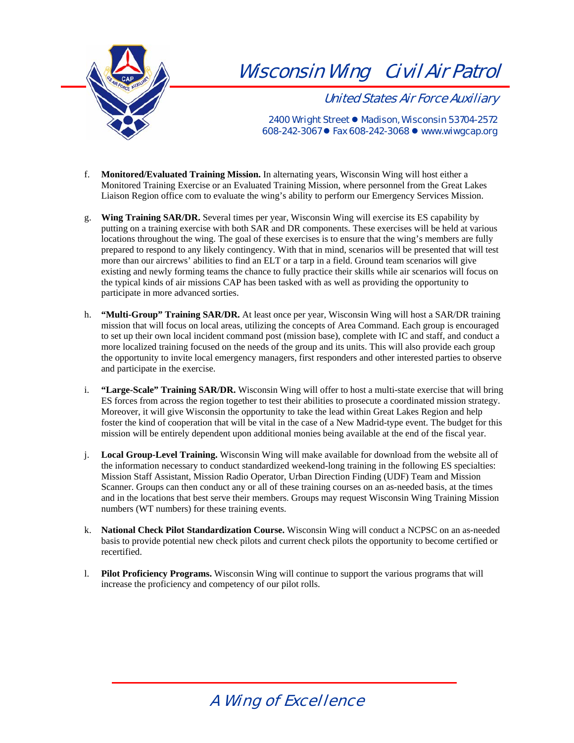f. **Monitored/Evaluated Training Mission.** In alternating years, Wisconsin Wing will host either a Monitored Training Exercise or an Evaluated Training Mission, where personnel from the Great Lakes Liaison Region office com to evaluate the wing's ability to perform our Emergency Services Mission.

g. **Wing Training SAR/DR.** Several times per year, Wisconsin Wing will exercise its ES capability by putting on a training exercise with both SAR and DR components. These exercises will be held at various locations throughout the wing. The goal of these exercises is to ensure that the wing's members are fully prepared to respond to any likely contingency. With that in mind, scenarios will be presented that will test more than our aircrews' abilities to find an ELT or a tarp in a field. Ground team scenarios will give existing and newly forming teams the chance to fully practice their skills while air scenarios will focus on the typical kinds of air missions CAP has been tasked with as well as providing the opportunity to participate in more advanced sorties.

h. **"Multi-Group" Training SAR/DR.** At least once per year, Wisconsin Wing will host a SAR/DR training mission that will focus on local areas, utilizing the concepts of Area Command. Each group is encouraged to set up their own local incident command post (mission base), complete with IC and staff, and conduct a more localized training focused on the needs of the group and its units. This will also provide each group the opportunity to invite local emergency managers, first responders and other interested parties to observe and participate in the exercise.

i. **"Large-Scale" Training SAR/DR.** Wisconsin Wing will offer to host a multi-state exercise that will bring ES forces from across the region together to test their abilities to prosecute a coordinated mission strategy. Moreover, it will give Wisconsin the opportunity to take the lead within Great Lakes Region and help foster the kind of cooperation that will be vital in the case of a New Madrid-type event. The budget for this mission will be entirely dependent upon additional monies being available at the end of the fiscal year.

j. **Local Group-Level Training.** Wisconsin Wing will make available for download from the website all of the information necessary to conduct standardized weekend-long training in the following ES specialties: Mission Staff Assistant, Mission Radio Operator, Urban Direction Finding (UDF) Team and Mission Scanner. Groups can then conduct any or all of these training courses on an as-needed basis, at the times and in the locations that best serve their members. Groups may request Wisconsin Wing Training Mission numbers (WT numbers) for these training events.

k. **National Check Pilot Standardization Course.** Wisconsin Wing will conduct a NCPSC on an as-needed basis to provide potential new check pilots and current check pilots the opportunity to become certified or recertified.

l. **Pilot Proficiency Programs.** Wisconsin Wing will continue to support the various programs that will increase the proficiency and competency of our pilot rolls.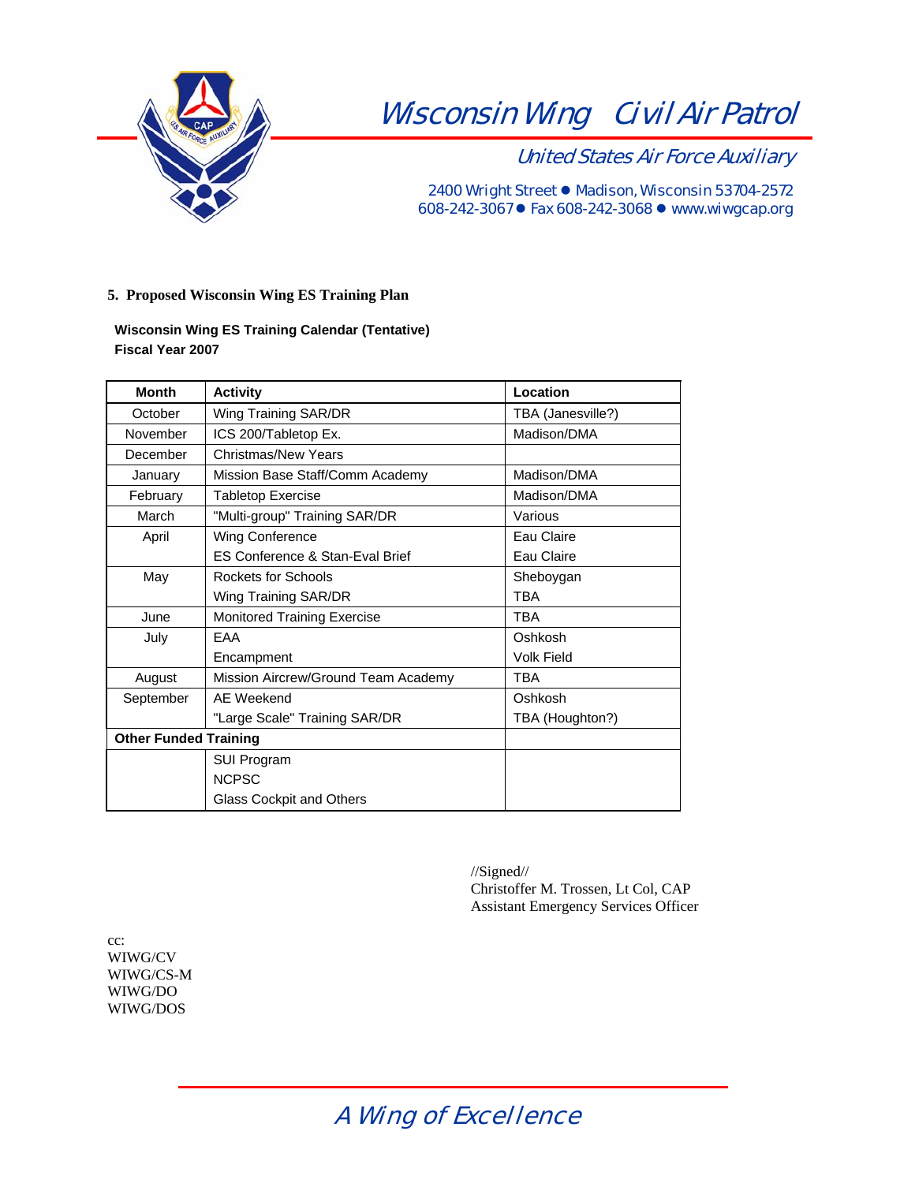# Wisconsin Wing Civil Air Patrol

*United States Air Force Auxiliary*

2400 Wright Street ● Madison, Wisconsin 53704-2572
608-242-3067 ● Fax 608-242-3068 ● www.wiwgcap.org

**5. Proposed Wisconsin Wing ES Training Plan**

**Wisconsin Wing ES Training Calendar (Tentative)**
**Fiscal Year 2007**

| Month | Activity | Location |
|---|---|---|
| October | Wing Training SAR/DR | TBA (Janesville?) |
| November | ICS 200/Tabletop Ex. | Madison/DMA |
| December | Christmas/New Years | |
| January | Mission Base Staff/Comm Academy | Madison/DMA |
| February | Tabletop Exercise | Madison/DMA |
| March | "Multi-group" Training SAR/DR | Various |
| April | Wing Conference<br>ES Conference & Stan-Eval Brief | Eau Claire<br>Eau Claire |
| May | Rockets for Schools<br>Wing Training SAR/DR | Sheboygan<br>TBA |
| June | Monitored Training Exercise | TBA |
| July | EAA<br>Encampment | Oshkosh<br>Volk Field |
| August | Mission Aircrew/Ground Team Academy | TBA |
| September | AE Weekend<br>"Large Scale" Training SAR/DR | Oshkosh<br>TBA (Houghton?) |
| **Other Funded Training** | | |
| | SUI Program<br>NCPSC<br>Glass Cockpit and Others | |

//Signed//
Christoffer M. Trossen, Lt Col, CAP
Assistant Emergency Services Officer

cc:
WIWG/CV
WIWG/CS-M
WIWG/DO
WIWG/DOS

*A Wing of Excellence*